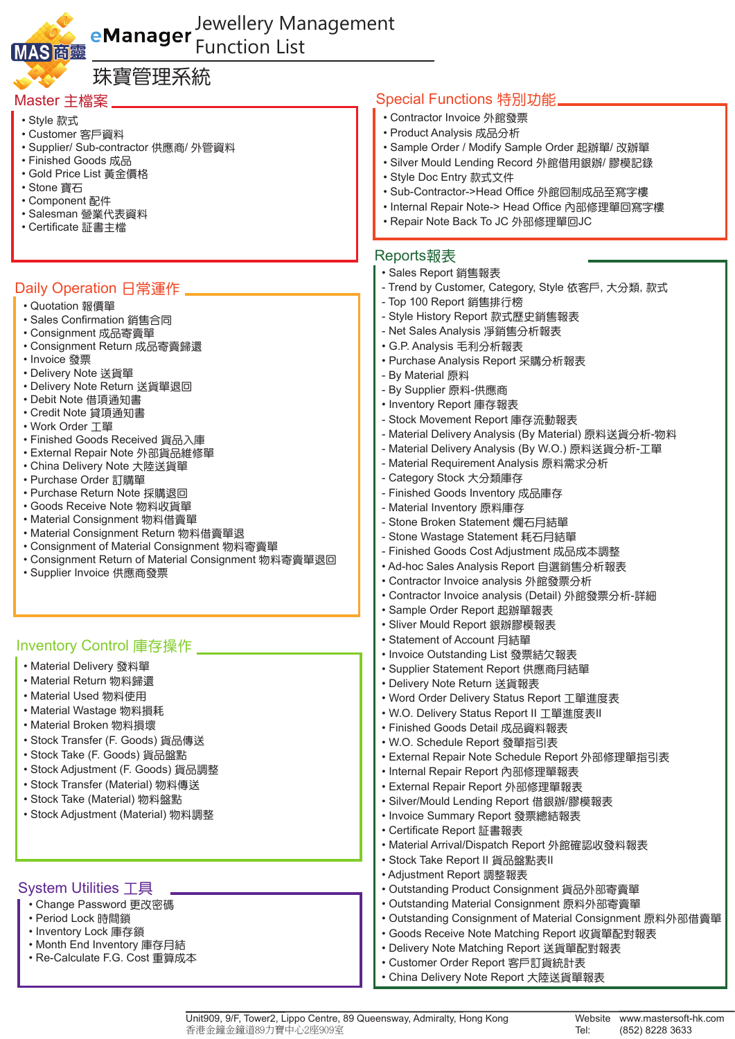# eManager Jewellery Management Function List

MAS商靈

珠寶管理系統

## Master 主檔案

- Style 款式
- Customer 客戶資料
- Supplier/ Sub-contractor 供應商/ 外管資料
- Finished Goods 成品
- Gold Price List 黃金價格
- Stone 寶石
- Component 配件
- Salesman 營業代表資料
- Certificate 証書主檔

## Daily Operation 日常運作

- Quotation 報價單
- Sales Confirmation 銷售合同
- Consignment 成品寄賣單
- Consignment Return 成品寄賣歸還
- Invoice 發票
- Delivery Note 送貨單
- Delivery Note Return 送貨單退回
- Debit Note 借項通知書
- Credit Note 貸項通知書
- Work Order 工單
- Finished Goods Received 貨品入庫
- External Repair Note 外部貨品維修單
- China Delivery Note 大陸送貨單
- Purchase Order 訂購單
- Purchase Return Note 採購退回
- Goods Receive Note 物料收貨單
- Material Consignment 物料借賣單
- Material Consignment Return 物料借賣單退
- Consignment of Material Consignment 物料寄賣單
- Consignment Return of Material Consignment 物料寄賣單退回
- Supplier Invoice 供應商發票

## Inventory Control 庫存操作

- Material Delivery 發料單
- Material Return 物料歸還
- Material Used 物料使用
- Material Wastage 物料損耗
- Material Broken 物料損壞
- Stock Transfer (F. Goods) 貨品傳送
- Stock Take (F. Goods) 貨品盤點
- Stock Adjustment (F. Goods) 貨品調整
- Stock Transfer (Material) 物料傳送
- Stock Take (Material) 物料盤點
- Stock Adjustment (Material) 物料調整

## System Utilities 工具

- Change Password 更改密碼
- Period Lock 時間鎖
- Inventory Lock 庫存鎖
- Month End Inventory 庫存月結
- Re-Calculate F.G. Cost 重算成本

## Special Functions 特別功能

- Contractor Invoice 外館發票
- Product Analysis 成品分析
- Sample Order / Modify Sample Order 起辦單/ 改辦單
- Silver Mould Lending Record 外館借用銀辦/ 膠模記錄
- Style Doc Entry 款式文件
- Sub-Contractor->Head Office 外館回制成品至寫字樓
- Internal Repair Note-> Head Office 內部修理單回寫字樓
- Repair Note Back To JC 外部修理單回JC

## Reports報表

- Sales Report 銷售報表
  - Trend by Customer, Category, Style 依客戶, 大分類, 款式
  - Top 100 Report 銷售排行榜
  - Style History Report 款式歷史銷售報表
  - Net Sales Analysis 淨銷售分析報表
- G.P. Analysis 毛利分析報表
- Purchase Analysis Report 采購分析報表
  - By Material 原料
  - By Supplier 原料-供應商
- Inventory Report 庫存報表
  - Stock Movement Report 庫存流動報表
  - Material Delivery Analysis (By Material) 原料送貨分析-物料
  - Material Delivery Analysis (By W.O.) 原料送貨分析-工單
  - Material Requirement Analysis 原料需求分析
  - Category Stock 大分類庫存
  - Finished Goods Inventory 成品庫存
  - Material Inventory 原料庫存
  - Stone Broken Statement 爛石月結單
  - Stone Wastage Statement 耗石月結單
  - Finished Goods Cost Adjustment 成品成本調整
- Ad-hoc Sales Analysis Report 自選銷售分析報表
- Contractor Invoice analysis 外館發票分析
- Contractor Invoice analysis (Detail) 外館發票分析-詳細
- Sample Order Report 起辦單報表
- Sliver Mould Report 銀辦膠模報表
- Statement of Account 月結單
- Invoice Outstanding List 發票結欠報表
- Supplier Statement Report 供應商月結單
- Delivery Note Return 送貨報表
- Word Order Delivery Status Report 工單進度表
- W.O. Delivery Status Report II 工單進度表II
- Finished Goods Detail 成品資料報表
- W.O. Schedule Report 發單指引表
- External Repair Note Schedule Report 外部修理單指引表
- Internal Repair Report 內部修理單報表
- External Repair Report 外部修理單報表
- Silver/Mould Lending Report 借銀辦/膠模報表
- Invoice Summary Report 發票總結報表
- Certificate Report 証書報表
- Material Arrival/Dispatch Report 外館確認收發料報表
- Stock Take Report II 貨品盤點表II
- Adjustment Report 調整報表
- Outstanding Product Consignment 貨品外部寄賣單
- Outstanding Material Consignment 原料外部寄賣單
- Outstanding Consignment of Material Consignment 原料外部借賣單
- Goods Receive Note Matching Report 收貨單配對報表
- Delivery Note Matching Report 送貨單配對報表
- Customer Order Report 客戶訂貨統計表
- China Delivery Note Report 大陸送貨單報表

Unit909, 9/F, Tower2, Lippo Centre, 89 Queensway, Admiralty, Hong Kong
香港金鐘金鐘道89力寶中心2座909室

Website www.mastersoft-hk.com
Tel: (852) 8228 3633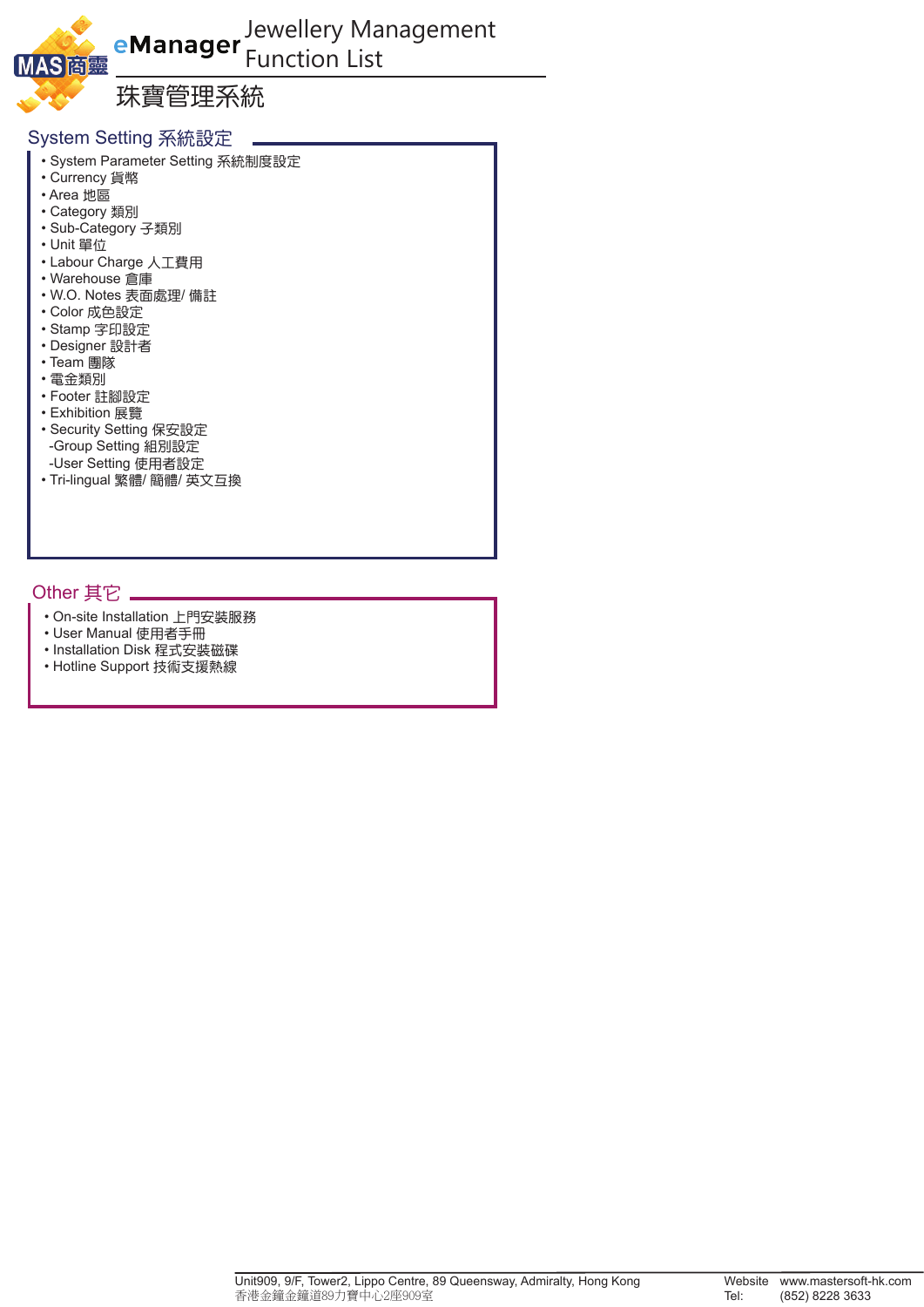# eManager Jewellery Management Function List

## 珠寶管理系統

## System Setting 系統設定

- System Parameter Setting 系統制度設定
- Currency 貨幣
- Area 地區
- Category 類別
- Sub-Category 子類別
- Unit 單位
- Labour Charge 人工費用
- Warehouse 倉庫
- W.O. Notes 表面處理/ 備註
- Color 成色設定
- Stamp 字印設定
- Designer 設計者
- Team 團隊
- 電金類別
- Footer 註腳設定
- Exhibition 展覽
- Security Setting 保安設定
  - -Group Setting 組別設定
  - -User Setting 使用者設定
- Tri-lingual 繁體/ 簡體/ 英文互換

## Other 其它

- On-site Installation 上門安裝服務
- User Manual 使用者手冊
- Installation Disk 程式安裝磁碟
- Hotline Support 技術支援熱線

Unit909, 9/F, Tower2, Lippo Centre, 89 Queensway, Admiralty, Hong Kong
香港金鐘金鐘道89力寶中心2座909室

Website www.mastersoft-hk.com
Tel: (852) 8228 3633